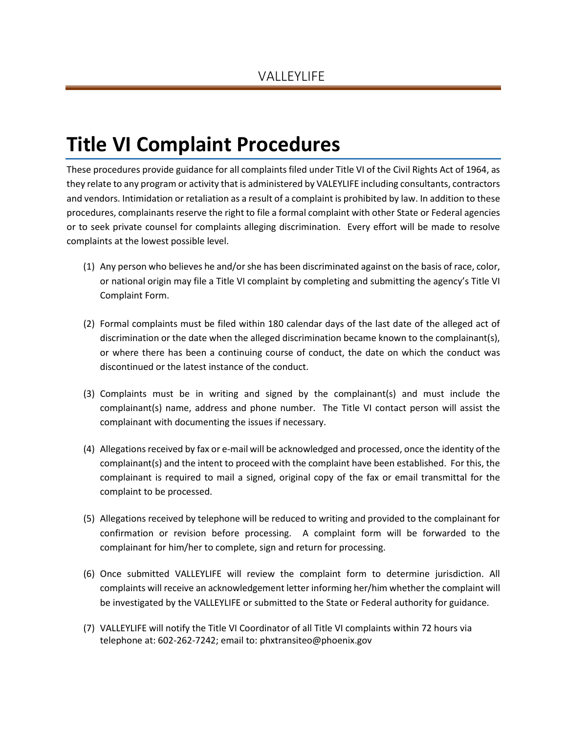VALLEYLIFE

# Title VI Complaint Procedures

These procedures provide guidance for all complaints filed under Title VI of the Civil Rights Act of 1964, as they relate to any program or activity that is administered by VALEYLIFE including consultants, contractors and vendors. Intimidation or retaliation as a result of a complaint is prohibited by law. In addition to these procedures, complainants reserve the right to file a formal complaint with other State or Federal agencies or to seek private counsel for complaints alleging discrimination. Every effort will be made to resolve complaints at the lowest possible level.

(1) Any person who believes he and/or she has been discriminated against on the basis of race, color, or national origin may file a Title VI complaint by completing and submitting the agency's Title VI Complaint Form.

(2) Formal complaints must be filed within 180 calendar days of the last date of the alleged act of discrimination or the date when the alleged discrimination became known to the complainant(s), or where there has been a continuing course of conduct, the date on which the conduct was discontinued or the latest instance of the conduct.

(3) Complaints must be in writing and signed by the complainant(s) and must include the complainant(s) name, address and phone number. The Title VI contact person will assist the complainant with documenting the issues if necessary.

(4) Allegations received by fax or e-mail will be acknowledged and processed, once the identity of the complainant(s) and the intent to proceed with the complaint have been established. For this, the complainant is required to mail a signed, original copy of the fax or email transmittal for the complaint to be processed.

(5) Allegations received by telephone will be reduced to writing and provided to the complainant for confirmation or revision before processing. A complaint form will be forwarded to the complainant for him/her to complete, sign and return for processing.

(6) Once submitted VALLEYLIFE will review the complaint form to determine jurisdiction. All complaints will receive an acknowledgement letter informing her/him whether the complaint will be investigated by the VALLEYLIFE or submitted to the State or Federal authority for guidance.

(7) VALLEYLIFE will notify the Title VI Coordinator of all Title VI complaints within 72 hours via telephone at: 602-262-7242; email to: phxtransiteo@phoenix.gov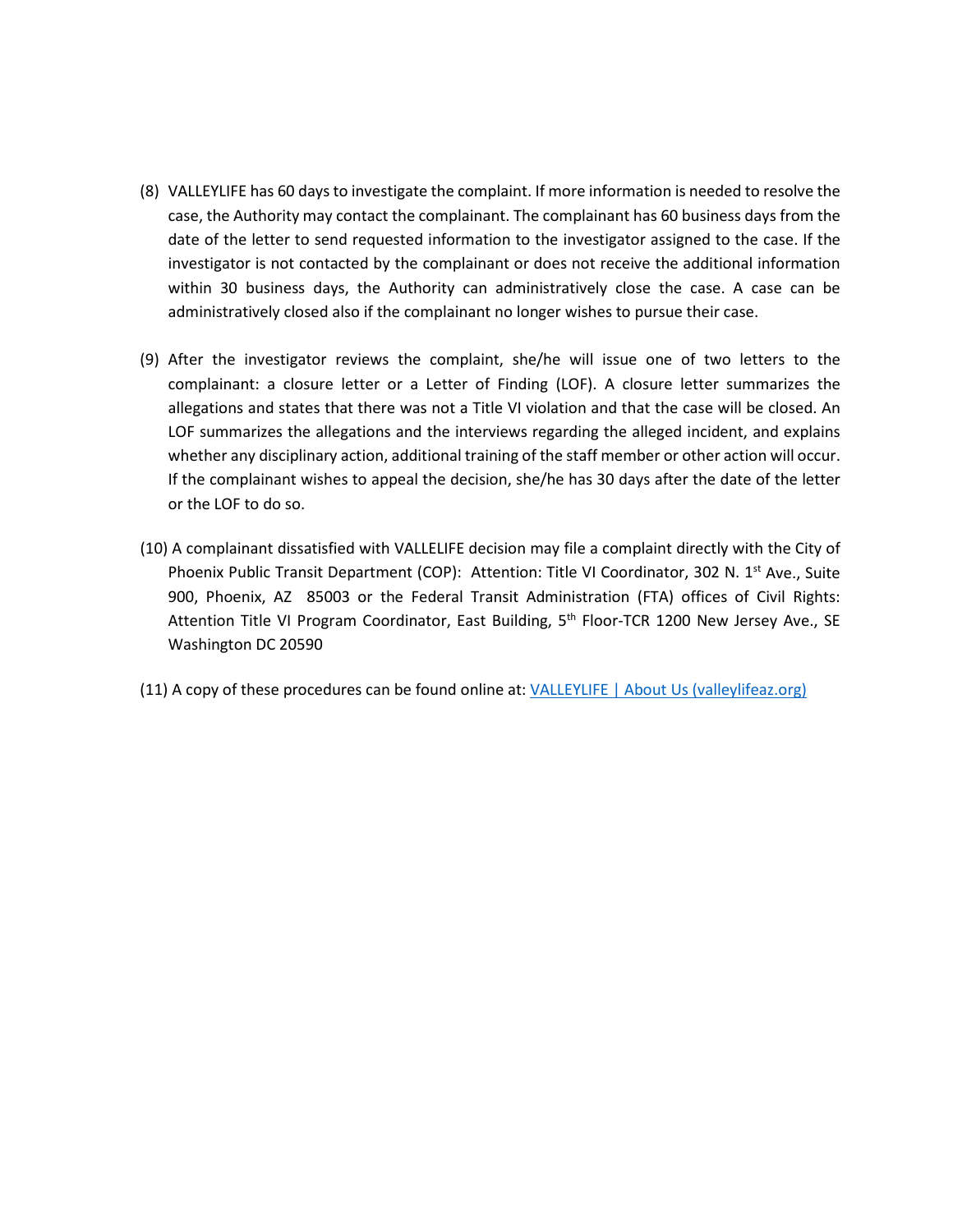(8) VALLEYLIFE has 60 days to investigate the complaint. If more information is needed to resolve the case, the Authority may contact the complainant. The complainant has 60 business days from the date of the letter to send requested information to the investigator assigned to the case. If the investigator is not contacted by the complainant or does not receive the additional information within 30 business days, the Authority can administratively close the case. A case can be administratively closed also if the complainant no longer wishes to pursue their case.

(9) After the investigator reviews the complaint, she/he will issue one of two letters to the complainant: a closure letter or a Letter of Finding (LOF). A closure letter summarizes the allegations and states that there was not a Title VI violation and that the case will be closed. An LOF summarizes the allegations and the interviews regarding the alleged incident, and explains whether any disciplinary action, additional training of the staff member or other action will occur. If the complainant wishes to appeal the decision, she/he has 30 days after the date of the letter or the LOF to do so.

(10) A complainant dissatisfied with VALLELIFE decision may file a complaint directly with the City of Phoenix Public Transit Department (COP): Attention: Title VI Coordinator, 302 N. 1st Ave., Suite 900, Phoenix, AZ 85003 or the Federal Transit Administration (FTA) offices of Civil Rights: Attention Title VI Program Coordinator, East Building, 5th Floor-TCR 1200 New Jersey Ave., SE Washington DC 20590

(11) A copy of these procedures can be found online at: [VALLEYLIFE | About Us (valleylifeaz.org)](valleylifeaz.org)